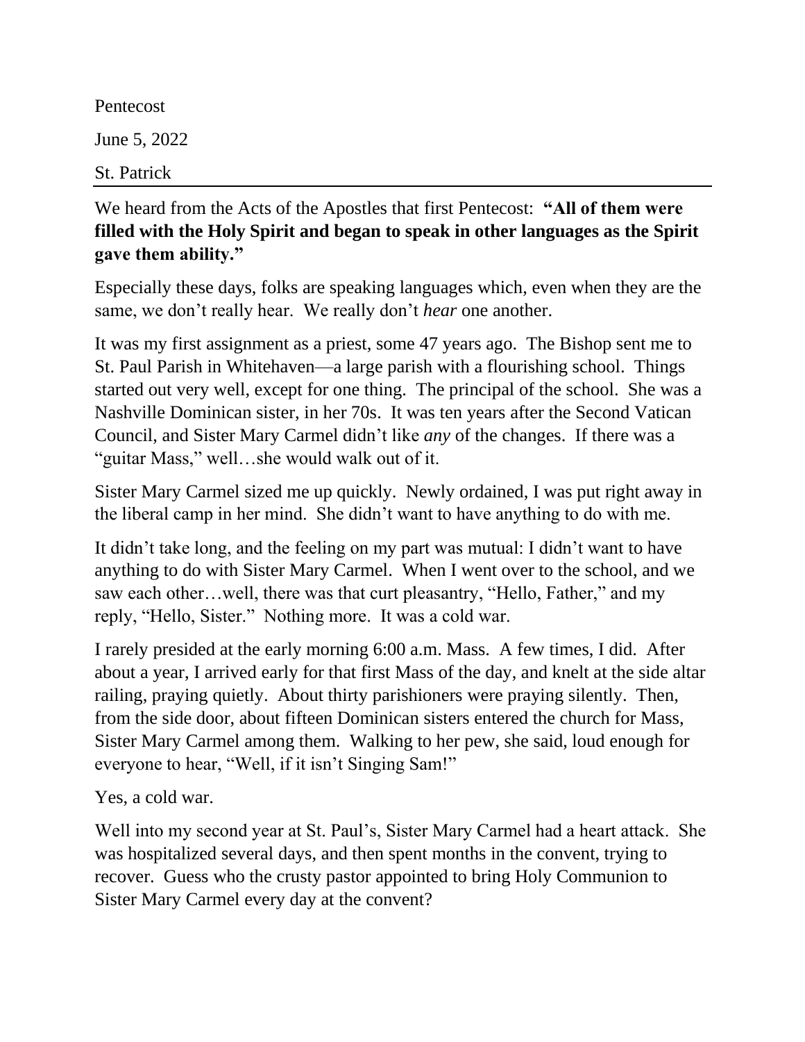Pentecost

June 5, 2022

St. Patrick

---

We heard from the Acts of the Apostles that first Pentecost: **"All of them were filled with the Holy Spirit and began to speak in other languages as the Spirit gave them ability."**

Especially these days, folks are speaking languages which, even when they are the same, we don't really hear. We really don't *hear* one another.

It was my first assignment as a priest, some 47 years ago. The Bishop sent me to St. Paul Parish in Whitehaven—a large parish with a flourishing school. Things started out very well, except for one thing. The principal of the school. She was a Nashville Dominican sister, in her 70s. It was ten years after the Second Vatican Council, and Sister Mary Carmel didn't like *any* of the changes. If there was a "guitar Mass," well…she would walk out of it.

Sister Mary Carmel sized me up quickly. Newly ordained, I was put right away in the liberal camp in her mind. She didn't want to have anything to do with me.

It didn't take long, and the feeling on my part was mutual: I didn't want to have anything to do with Sister Mary Carmel. When I went over to the school, and we saw each other…well, there was that curt pleasantry, "Hello, Father," and my reply, "Hello, Sister." Nothing more. It was a cold war.

I rarely presided at the early morning 6:00 a.m. Mass. A few times, I did. After about a year, I arrived early for that first Mass of the day, and knelt at the side altar railing, praying quietly. About thirty parishioners were praying silently. Then, from the side door, about fifteen Dominican sisters entered the church for Mass, Sister Mary Carmel among them. Walking to her pew, she said, loud enough for everyone to hear, "Well, if it isn't Singing Sam!"

Yes, a cold war.

Well into my second year at St. Paul's, Sister Mary Carmel had a heart attack. She was hospitalized several days, and then spent months in the convent, trying to recover. Guess who the crusty pastor appointed to bring Holy Communion to Sister Mary Carmel every day at the convent?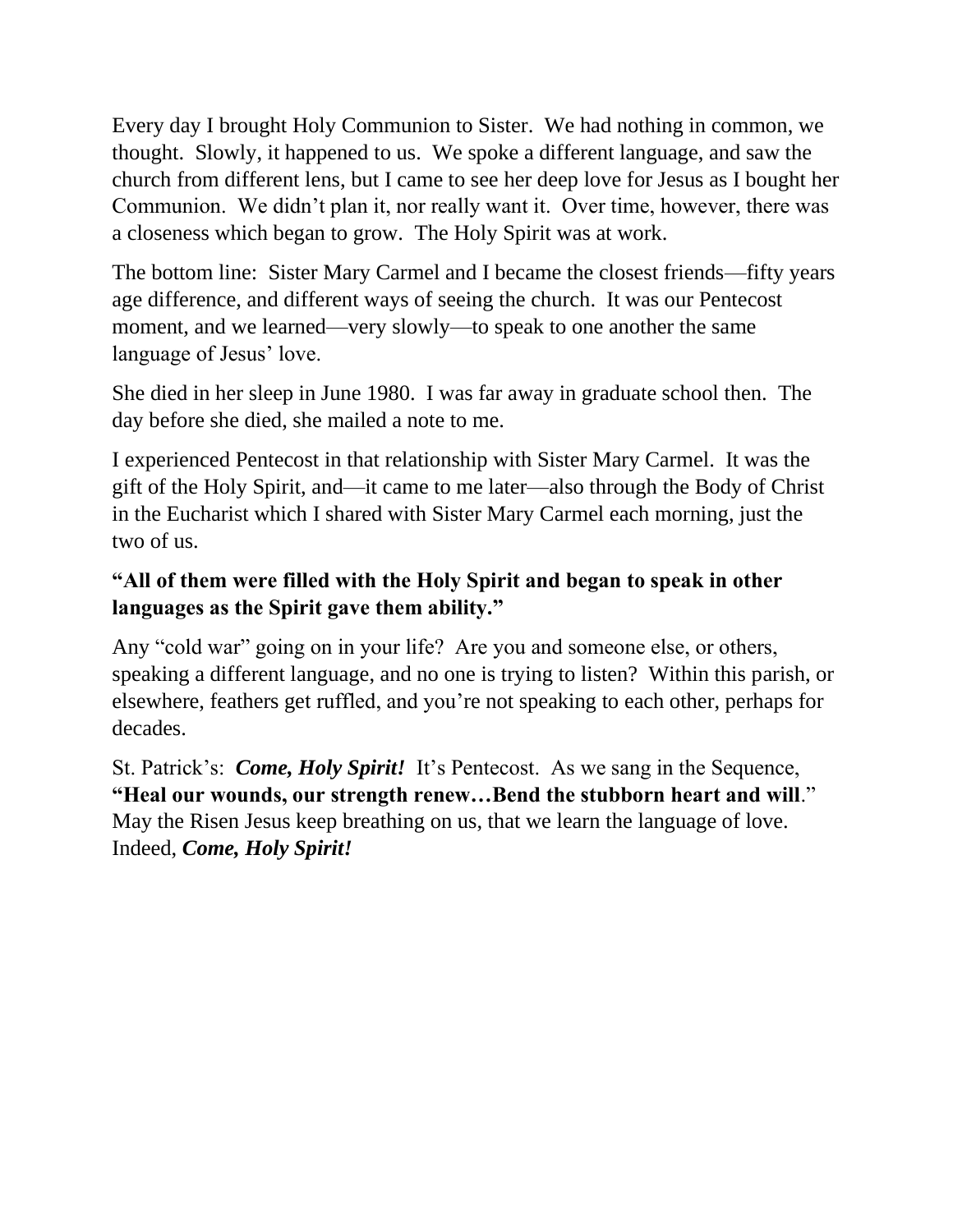Every day I brought Holy Communion to Sister. We had nothing in common, we thought. Slowly, it happened to us. We spoke a different language, and saw the church from different lens, but I came to see her deep love for Jesus as I bought her Communion. We didn't plan it, nor really want it. Over time, however, there was a closeness which began to grow. The Holy Spirit was at work.

The bottom line: Sister Mary Carmel and I became the closest friends—fifty years age difference, and different ways of seeing the church. It was our Pentecost moment, and we learned—very slowly—to speak to one another the same language of Jesus' love.

She died in her sleep in June 1980. I was far away in graduate school then. The day before she died, she mailed a note to me.

I experienced Pentecost in that relationship with Sister Mary Carmel. It was the gift of the Holy Spirit, and—it came to me later—also through the Body of Christ in the Eucharist which I shared with Sister Mary Carmel each morning, just the two of us.

**"All of them were filled with the Holy Spirit and began to speak in other languages as the Spirit gave them ability."**

Any "cold war" going on in your life? Are you and someone else, or others, speaking a different language, and no one is trying to listen? Within this parish, or elsewhere, feathers get ruffled, and you're not speaking to each other, perhaps for decades.

St. Patrick's: ***Come, Holy Spirit!*** It's Pentecost. As we sang in the Sequence, **"Heal our wounds, our strength renew…Bend the stubborn heart and will**." May the Risen Jesus keep breathing on us, that we learn the language of love. Indeed, ***Come, Holy Spirit!***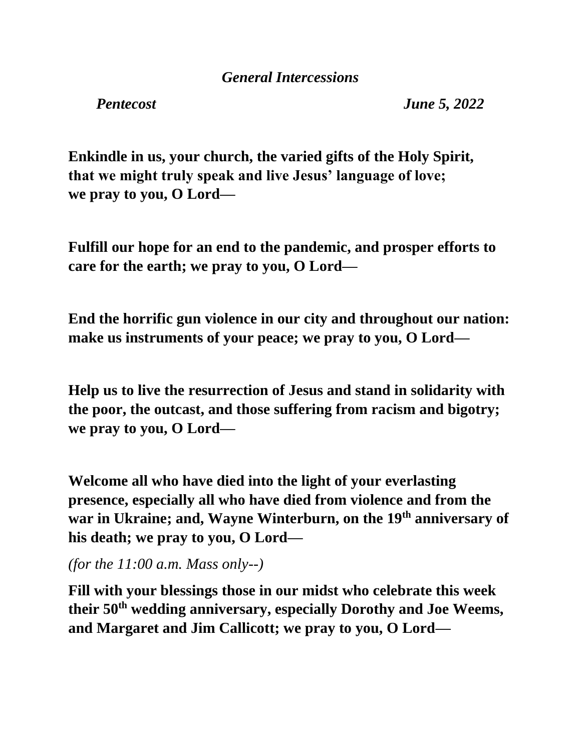*General Intercessions*

***Pentecost*** ***June 5, 2022***

**Enkindle in us, your church, the varied gifts of the Holy Spirit, that we might truly speak and live Jesus' language of love; we pray to you, O Lord—**

**Fulfill our hope for an end to the pandemic, and prosper efforts to care for the earth; we pray to you, O Lord—**

**End the horrific gun violence in our city and throughout our nation: make us instruments of your peace; we pray to you, O Lord—**

**Help us to live the resurrection of Jesus and stand in solidarity with the poor, the outcast, and those suffering from racism and bigotry; we pray to you, O Lord—**

**Welcome all who have died into the light of your everlasting presence, especially all who have died from violence and from the war in Ukraine; and, Wayne Winterburn, on the 19th anniversary of his death; we pray to you, O Lord—**

*(for the 11:00 a.m. Mass only--)*

**Fill with your blessings those in our midst who celebrate this week their 50th wedding anniversary, especially Dorothy and Joe Weems, and Margaret and Jim Callicott; we pray to you, O Lord—**